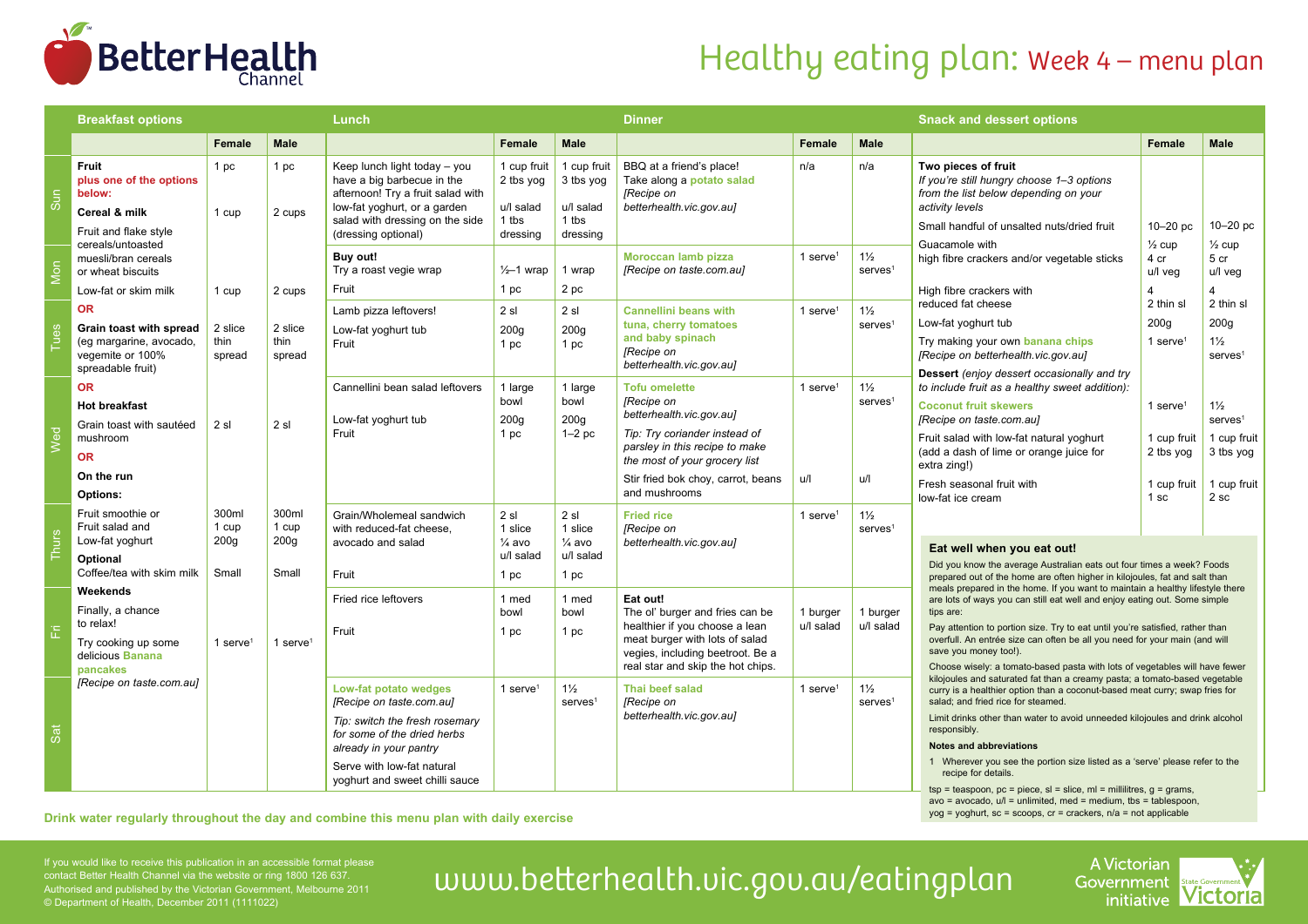# Healthy eating plan: Week 4 – menu plan

## Breakfast options

| | Female | Male |
|---|---|---|
| **Fruit** **plus one of the options below:** | 1 pc | 1 pc |
| **Cereal & milk** | 1 cup | 2 cups |
| Fruit and flake style cereals/untoasted muesli/bran cereals or wheat biscuits | | |
| Low-fat or skim milk | 1 cup | 2 cups |
| **OR** | | |
| **Grain toast with spread** (eg margarine, avocado, vegemite or 100% spreadable fruit) | 2 slice thin spread | 2 slice thin spread |
| **OR** | | |
| **Hot breakfast** | | |
| Grain toast with sautéed mushroom | 2 sl | 2 sl |
| **OR** | | |
| **On the run** | | |
| **Options:** | | |
| Fruit smoothie or Fruit salad and Low-fat yoghurt | 300ml 1 cup 200g | 300ml 1 cup 200g |
| **Optional** | | |
| Coffee/tea with skim milk | Small | Small |
| **Weekends** | | |
| Finally, a chance to relax! | | |
| Try cooking up some delicious **Banana pancakes** *[Recipe on taste.com.au]* | 1 serve[1] | 1 serve[1] |

## Lunch and Dinner

| Day | Lunch | Female | Male | Dinner | Female | Male |
|---|---|---|---|---|---|---|
| Sun | Keep lunch light today – you have a big barbecue in the afternoon! Try a fruit salad with low-fat yoghurt, or a garden salad with dressing on the side (dressing optional) | 1 cup fruit 2 tbs yog u/l salad 1 tbs dressing | 1 cup fruit 3 tbs yog u/l salad 1 tbs dressing | BBQ at a friend's place! Take along a **potato salad** *[Recipe on betterhealth.vic.gov.au]* | n/a | n/a |
| Mon | **Buy out!** Try a roast vegie wrap<br>Fruit | ½–1 wrap<br>1 pc | 1 wrap<br>2 pc | **Moroccan lamb pizza** *[Recipe on taste.com.au]* | 1 serve[1] | 1½ serves[1] |
| Tues | Lamb pizza leftovers!<br>Low-fat yoghurt tub<br>Fruit | 2 sl<br>200g<br>1 pc | 2 sl<br>200g<br>1 pc | **Cannellini beans with tuna, cherry tomatoes and baby spinach** *[Recipe on betterhealth.vic.gov.au]* | 1 serve[1] | 1½ serves[1] |
| Wed | Cannellini bean salad leftovers<br>Low-fat yoghurt tub<br>Fruit | 1 large bowl<br>200g<br>1 pc | 1 large bowl<br>200g<br>1–2 pc | **Tofu omelette** *[Recipe on betterhealth.vic.gov.au]*<br>*Tip: Try coriander instead of parsley in this recipe to make the most of your grocery list*<br>Stir fried bok choy, carrot, beans and mushrooms | 1 serve[1]<br><br>u/l | 1½ serves[1]<br><br>u/l |
| Thurs | Grain/Wholemeal sandwich with reduced-fat cheese, avocado and salad<br>Fruit | 2 sl 1 slice ¼ avo u/l salad<br>1 pc | 2 sl 1 slice ¼ avo u/l salad<br>1 pc | **Fried rice** *[Recipe on betterhealth.vic.gov.au]* | 1 serve[1] | 1½ serves[1] |
| Fri | Fried rice leftovers<br>Fruit | 1 med bowl<br>1 pc | 1 med bowl<br>1 pc | **Eat out!** The ol' burger and fries can be healthier if you choose a lean meat burger with lots of salad vegies, including beetroot. Be a real star and skip the hot chips. | 1 burger u/l salad | 1 burger u/l salad |
| Sat | **Low-fat potato wedges** *[Recipe on taste.com.au]*<br>*Tip: switch the fresh rosemary for some of the dried herbs already in your pantry*<br>Serve with low-fat natural yoghurt and sweet chilli sauce | 1 serve[1] | 1½ serves[1] | **Thai beef salad** *[Recipe on betterhealth.vic.gov.au]* | 1 serve[1] | 1½ serves[1] |

## Snack and dessert options

| | Female | Male |
|---|---|---|
| **Two pieces of fruit** *If you're still hungry choose 1–3 options from the list below depending on your activity levels* | | |
| Small handful of unsalted nuts/dried fruit | 10–20 pc | 10–20 pc |
| Guacamole with high fibre crackers and/or vegetable sticks | ½ cup 4 cr u/l veg | ½ cup 5 cr u/l veg |
| High fibre crackers with reduced fat cheese | 4 2 thin sl | 4 2 thin sl |
| Low-fat yoghurt tub | 200g | 200g |
| Try making your own **banana chips** *[Recipe on betterhealth.vic.gov.au]* | 1 serve[1] | 1½ serves[1] |
| **Dessert** *(enjoy dessert occasionally and try to include fruit as a healthy sweet addition):* | | |
| **Coconut fruit skewers** *[Recipe on taste.com.au]* | 1 serve[1] | 1½ serves[1] |
| Fruit salad with low-fat natural yoghurt (add a dash of lime or orange juice for extra zing!) | 1 cup fruit 2 tbs yog | 1 cup fruit 3 tbs yog |
| Fresh seasonal fruit with low-fat ice cream | 1 cup fruit 1 sc | 1 cup fruit 2 sc |

### Eat well when you eat out!

Did you know the average Australian eats out four times a week? Foods prepared out of the home are often higher in kilojoules, fat and salt than meals prepared in the home. If you want to maintain a healthy lifestyle there are lots of ways you can still eat well and enjoy eating out. Some simple tips are:

Pay attention to portion size. Try to eat until you're satisfied, rather than overfull. An entrée size can often be all you need for your main (and will save you money too!).

Choose wisely: a tomato-based pasta with lots of vegetables will have fewer kilojoules and saturated fat than a creamy pasta; a tomato-based vegetable curry is a healthier option than a coconut-based meat curry; swap fries for salad; and fried rice for steamed.

Limit drinks other than water to avoid unneeded kilojoules and drink alcohol responsibly.

**Notes and abbreviations**

1 Wherever you see the portion size listed as a 'serve' please refer to the recipe for details.

tsp = teaspoon, pc = piece, sl = slice, ml = millilitres, g = grams, avo = avocado, u/l = unlimited, med = medium, tbs = tablespoon, yog = yoghurt, sc = scoops, cr = crackers, n/a = not applicable

**Drink water regularly throughout the day and combine this menu plan with daily exercise**

If you would like to receive this publication in an accessible format please contact Better Health Channel via the website or ring 1800 126 637. Authorised and published by the Victorian Government, Melbourne 2011 © Department of Health, December 2011 (1111022)

www.betterhealth.vic.gov.au/eatingplan

A Victorian Government initiative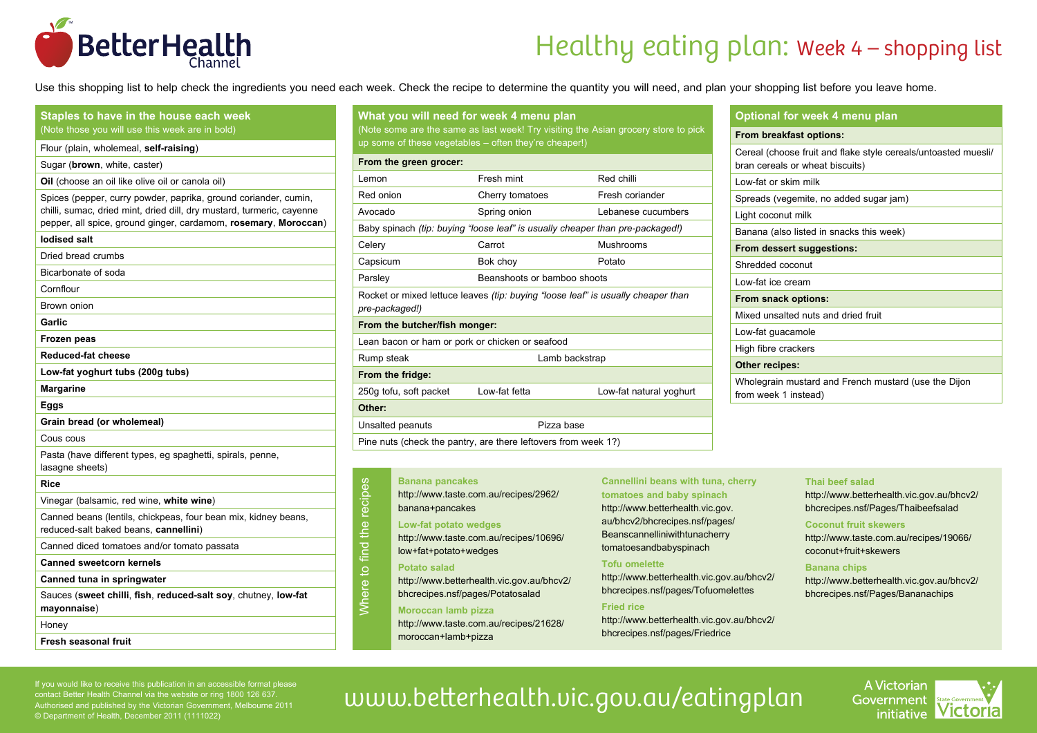# Healthy eating plan: Week 4 – shopping list

Use this shopping list to help check the ingredients you need each week. Check the recipe to determine the quantity you will need, and plan your shopping list before you leave home.

## Staples to have in the house each week

(Note those you will use this week are in bold)

| |
|---|
| Flour (plain, wholemeal, **self-raising**) |
| Sugar (**brown**, white, caster) |
| **Oil** (choose an oil like olive oil or canola oil) |
| Spices (pepper, curry powder, paprika, ground coriander, cumin, chilli, sumac, dried mint, dried dill, dry mustard, turmeric, cayenne pepper, all spice, ground ginger, cardamom, **rosemary**, **Moroccan**) |
| **Iodised salt** |
| Dried bread crumbs |
| Bicarbonate of soda |
| Cornflour |
| Brown onion |
| **Garlic** |
| **Frozen peas** |
| **Reduced-fat cheese** |
| **Low-fat yoghurt tubs (200g tubs)** |
| **Margarine** |
| **Eggs** |
| **Grain bread (or wholemeal)** |
| Cous cous |
| Pasta (have different types, eg spaghetti, spirals, penne, lasagne sheets) |
| **Rice** |
| Vinegar (balsamic, red wine, **white wine**) |
| Canned beans (lentils, chickpeas, four bean mix, kidney beans, reduced-salt baked beans, **cannellini**) |
| Canned diced tomatoes and/or tomato passata |
| **Canned sweetcorn kernels** |
| **Canned tuna in springwater** |
| Sauces (**sweet chilli**, **fish**, **reduced-salt soy**, chutney, **low-fat mayonnaise**) |
| Honey |
| **Fresh seasonal fruit** |

## What you will need for week 4 menu plan

(Note some are the same as last week! Try visiting the Asian grocery store to pick up some of these vegetables – often they're cheaper!)

| | | |
|---|---|---|
| **From the green grocer:** | | |
| Lemon | Fresh mint | Red chilli |
| Red onion | Cherry tomatoes | Fresh coriander |
| Avocado | Spring onion | Lebanese cucumbers |
| Baby spinach *(tip: buying "loose leaf" is usually cheaper than pre-packaged!)* | | |
| Celery | Carrot | Mushrooms |
| Capsicum | Bok choy | Potato |
| Parsley | Beanshoots or bamboo shoots | |
| Rocket or mixed lettuce leaves *(tip: buying "loose leaf" is usually cheaper than pre-packaged!)* | | |
| **From the butcher/fish monger:** | | |
| Lean bacon or ham or pork or chicken or seafood | | |
| Rump steak | Lamb backstrap | |
| **From the fridge:** | | |
| 250g tofu, soft packet | Low-fat fetta | Low-fat natural yoghurt |
| **Other:** | | |
| Unsalted peanuts | Pizza base | |
| Pine nuts (check the pantry, are there leftovers from week 1?) | | |

## Optional for week 4 menu plan

| |
|---|
| **From breakfast options:** |
| Cereal (choose fruit and flake style cereals/untoasted muesli/ bran cereals or wheat biscuits) |
| Low-fat or skim milk |
| Spreads (vegemite, no added sugar jam) |
| Light coconut milk |
| Banana (also listed in snacks this week) |
| **From dessert suggestions:** |
| Shredded coconut |
| Low-fat ice cream |
| **From snack options:** |
| Mixed unsalted nuts and dried fruit |
| Low-fat guacamole |
| High fibre crackers |
| **Other recipes:** |
| Wholegrain mustard and French mustard (use the Dijon from week 1 instead) |

## Where to find the recipes

**Banana pancakes**
http://www.taste.com.au/recipes/2962/banana+pancakes

**Low-fat potato wedges**
http://www.taste.com.au/recipes/10696/low+fat+potato+wedges

**Potato salad**
http://www.betterhealth.vic.gov.au/bhcv2/bhcrecipes.nsf/pages/Potatosalad

**Moroccan lamb pizza**
http://www.taste.com.au/recipes/21628/moroccan+lamb+pizza

**Cannellini beans with tuna, cherry tomatoes and baby spinach**
http://www.betterhealth.vic.gov.au/bhcv2/bhcrecipes.nsf/pages/Beanscannelliniwithtunacherrytomatoesandbabyspinach

**Tofu omelette**
http://www.betterhealth.vic.gov.au/bhcv2/bhcrecipes.nsf/pages/Tofuomelettes

**Fried rice**
http://www.betterhealth.vic.gov.au/bhcv2/bhcrecipes.nsf/pages/Friedrice

**Thai beef salad**
http://www.betterhealth.vic.gov.au/bhcv2/bhcrecipes.nsf/Pages/Thaibeefsalad

**Coconut fruit skewers**
http://www.taste.com.au/recipes/19066/coconut+fruit+skewers

**Banana chips**
http://www.betterhealth.vic.gov.au/bhcv2/bhcrecipes.nsf/Pages/Bananachips

If you would like to receive this publication in an accessible format please contact Better Health Channel via the website or ring 1800 126 637.
Authorised and published by the Victorian Government, Melbourne 2011
© Department of Health, December 2011 (1111022)

www.betterhealth.vic.gov.au/eatingplan

A Victorian Government initiative